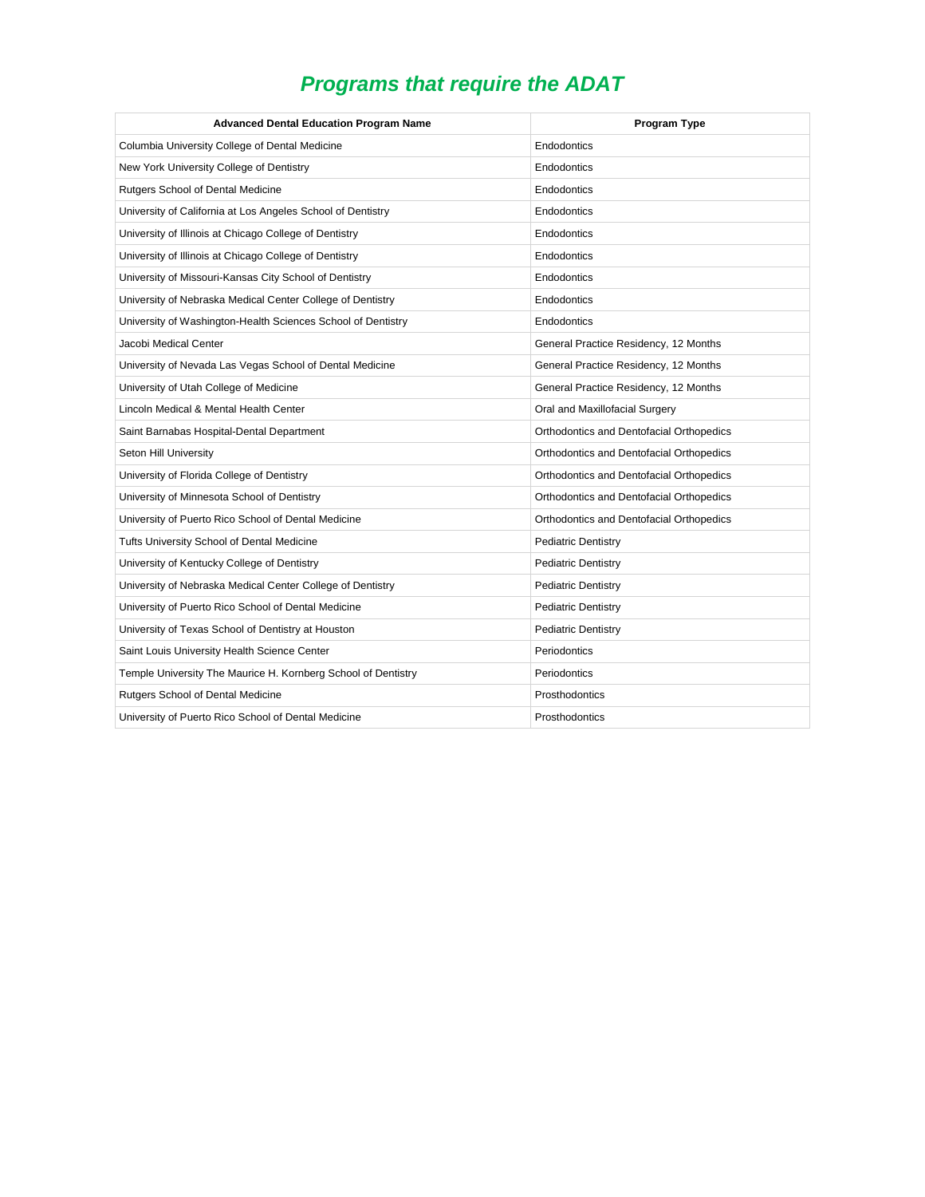# *Programs that require the ADAT*

| Advanced Dental Education Program Name | Program Type |
| --- | --- |
| Columbia University College of Dental Medicine | Endodontics |
| New York University College of Dentistry | Endodontics |
| Rutgers School of Dental Medicine | Endodontics |
| University of California at Los Angeles School of Dentistry | Endodontics |
| University of Illinois at Chicago College of Dentistry | Endodontics |
| University of Illinois at Chicago College of Dentistry | Endodontics |
| University of Missouri-Kansas City School of Dentistry | Endodontics |
| University of Nebraska Medical Center College of Dentistry | Endodontics |
| University of Washington-Health Sciences School of Dentistry | Endodontics |
| Jacobi Medical Center | General Practice Residency, 12 Months |
| University of Nevada Las Vegas School of Dental Medicine | General Practice Residency, 12 Months |
| University of Utah College of Medicine | General Practice Residency, 12 Months |
| Lincoln Medical & Mental Health Center | Oral and Maxillofacial Surgery |
| Saint Barnabas Hospital-Dental Department | Orthodontics and Dentofacial Orthopedics |
| Seton Hill University | Orthodontics and Dentofacial Orthopedics |
| University of Florida College of Dentistry | Orthodontics and Dentofacial Orthopedics |
| University of Minnesota School of Dentistry | Orthodontics and Dentofacial Orthopedics |
| University of Puerto Rico School of Dental Medicine | Orthodontics and Dentofacial Orthopedics |
| Tufts University School of Dental Medicine | Pediatric Dentistry |
| University of Kentucky College of Dentistry | Pediatric Dentistry |
| University of Nebraska Medical Center College of Dentistry | Pediatric Dentistry |
| University of Puerto Rico School of Dental Medicine | Pediatric Dentistry |
| University of Texas School of Dentistry at Houston | Pediatric Dentistry |
| Saint Louis University Health Science Center | Periodontics |
| Temple University The Maurice H. Kornberg School of Dentistry | Periodontics |
| Rutgers School of Dental Medicine | Prosthodontics |
| University of Puerto Rico School of Dental Medicine | Prosthodontics |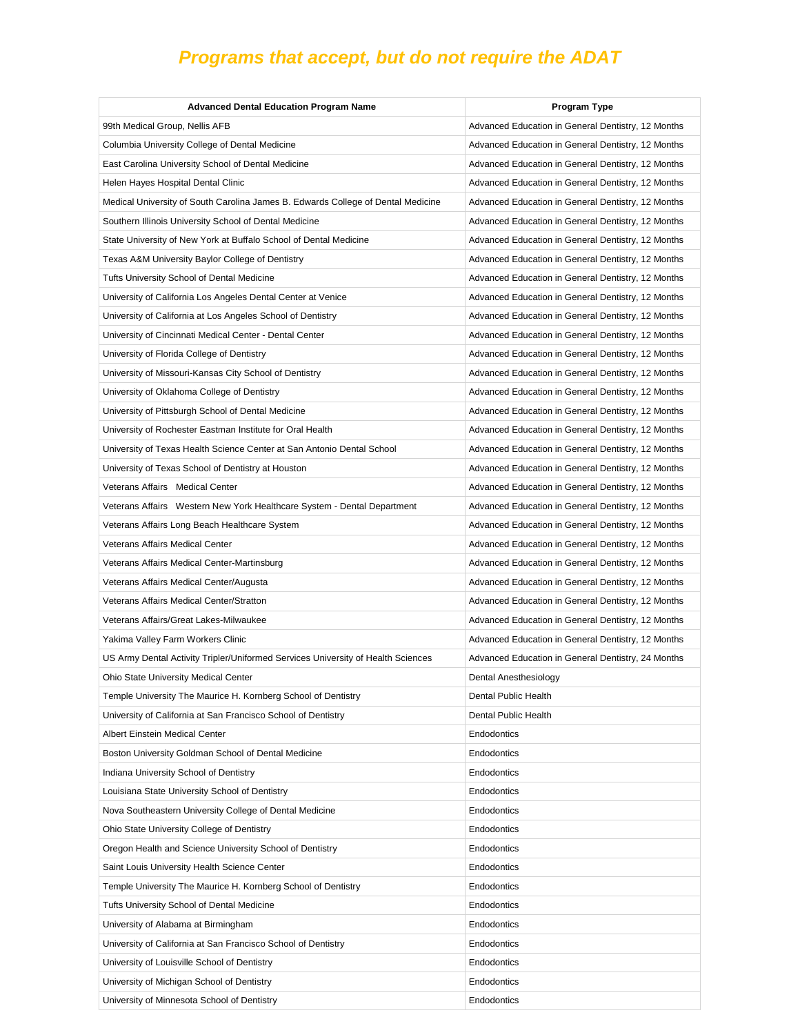## *Programs that accept, but do not require the ADAT*

| Advanced Dental Education Program Name | Program Type |
|---|---|
| 99th Medical Group, Nellis AFB | Advanced Education in General Dentistry, 12 Months |
| Columbia University College of Dental Medicine | Advanced Education in General Dentistry, 12 Months |
| East Carolina University School of Dental Medicine | Advanced Education in General Dentistry, 12 Months |
| Helen Hayes Hospital Dental Clinic | Advanced Education in General Dentistry, 12 Months |
| Medical University of South Carolina James B. Edwards College of Dental Medicine | Advanced Education in General Dentistry, 12 Months |
| Southern Illinois University School of Dental Medicine | Advanced Education in General Dentistry, 12 Months |
| State University of New York at Buffalo School of Dental Medicine | Advanced Education in General Dentistry, 12 Months |
| Texas A&M University Baylor College of Dentistry | Advanced Education in General Dentistry, 12 Months |
| Tufts University School of Dental Medicine | Advanced Education in General Dentistry, 12 Months |
| University of California Los Angeles Dental Center at Venice | Advanced Education in General Dentistry, 12 Months |
| University of California at Los Angeles School of Dentistry | Advanced Education in General Dentistry, 12 Months |
| University of Cincinnati Medical Center - Dental Center | Advanced Education in General Dentistry, 12 Months |
| University of Florida College of Dentistry | Advanced Education in General Dentistry, 12 Months |
| University of Missouri-Kansas City School of Dentistry | Advanced Education in General Dentistry, 12 Months |
| University of Oklahoma College of Dentistry | Advanced Education in General Dentistry, 12 Months |
| University of Pittsburgh School of Dental Medicine | Advanced Education in General Dentistry, 12 Months |
| University of Rochester Eastman Institute for Oral Health | Advanced Education in General Dentistry, 12 Months |
| University of Texas Health Science Center at San Antonio Dental School | Advanced Education in General Dentistry, 12 Months |
| University of Texas School of Dentistry at Houston | Advanced Education in General Dentistry, 12 Months |
| Veterans Affairs Medical Center | Advanced Education in General Dentistry, 12 Months |
| Veterans Affairs Western New York Healthcare System - Dental Department | Advanced Education in General Dentistry, 12 Months |
| Veterans Affairs Long Beach Healthcare System | Advanced Education in General Dentistry, 12 Months |
| Veterans Affairs Medical Center | Advanced Education in General Dentistry, 12 Months |
| Veterans Affairs Medical Center-Martinsburg | Advanced Education in General Dentistry, 12 Months |
| Veterans Affairs Medical Center/Augusta | Advanced Education in General Dentistry, 12 Months |
| Veterans Affairs Medical Center/Stratton | Advanced Education in General Dentistry, 12 Months |
| Veterans Affairs/Great Lakes-Milwaukee | Advanced Education in General Dentistry, 12 Months |
| Yakima Valley Farm Workers Clinic | Advanced Education in General Dentistry, 12 Months |
| US Army Dental Activity Tripler/Uniformed Services University of Health Sciences | Advanced Education in General Dentistry, 24 Months |
| Ohio State University Medical Center | Dental Anesthesiology |
| Temple University The Maurice H. Kornberg School of Dentistry | Dental Public Health |
| University of California at San Francisco School of Dentistry | Dental Public Health |
| Albert Einstein Medical Center | Endodontics |
| Boston University Goldman School of Dental Medicine | Endodontics |
| Indiana University School of Dentistry | Endodontics |
| Louisiana State University School of Dentistry | Endodontics |
| Nova Southeastern University College of Dental Medicine | Endodontics |
| Ohio State University College of Dentistry | Endodontics |
| Oregon Health and Science University School of Dentistry | Endodontics |
| Saint Louis University Health Science Center | Endodontics |
| Temple University The Maurice H. Kornberg School of Dentistry | Endodontics |
| Tufts University School of Dental Medicine | Endodontics |
| University of Alabama at Birmingham | Endodontics |
| University of California at San Francisco School of Dentistry | Endodontics |
| University of Louisville School of Dentistry | Endodontics |
| University of Michigan School of Dentistry | Endodontics |
| University of Minnesota School of Dentistry | Endodontics |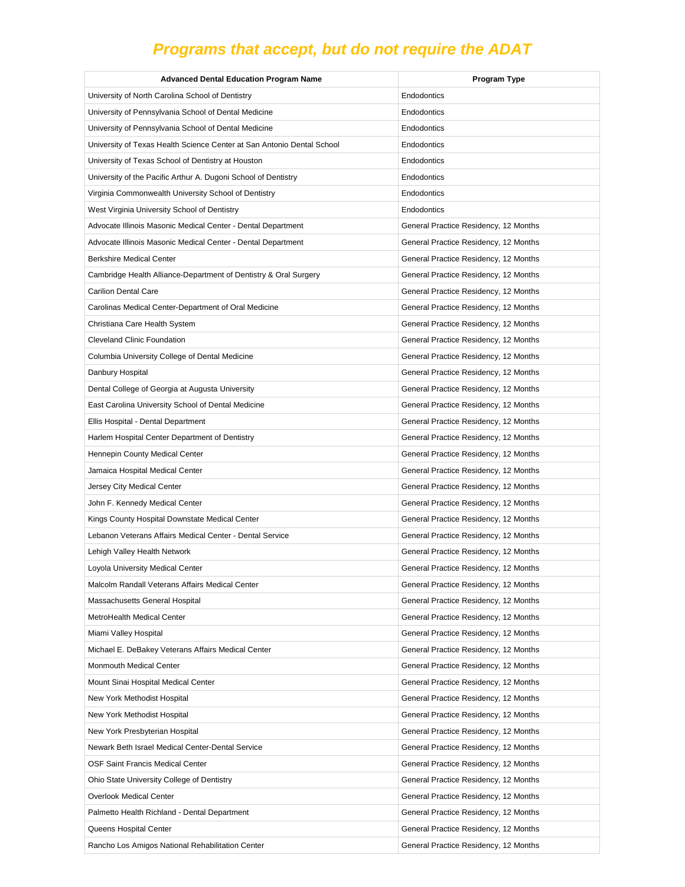## *Programs that accept, but do not require the ADAT*

| Advanced Dental Education Program Name | Program Type |
| --- | --- |
| University of North Carolina School of Dentistry | Endodontics |
| University of Pennsylvania School of Dental Medicine | Endodontics |
| University of Pennsylvania School of Dental Medicine | Endodontics |
| University of Texas Health Science Center at San Antonio Dental School | Endodontics |
| University of Texas School of Dentistry at Houston | Endodontics |
| University of the Pacific Arthur A. Dugoni School of Dentistry | Endodontics |
| Virginia Commonwealth University School of Dentistry | Endodontics |
| West Virginia University School of Dentistry | Endodontics |
| Advocate Illinois Masonic Medical Center - Dental Department | General Practice Residency, 12 Months |
| Advocate Illinois Masonic Medical Center - Dental Department | General Practice Residency, 12 Months |
| Berkshire Medical Center | General Practice Residency, 12 Months |
| Cambridge Health Alliance-Department of Dentistry & Oral Surgery | General Practice Residency, 12 Months |
| Carilion Dental Care | General Practice Residency, 12 Months |
| Carolinas Medical Center-Department of Oral Medicine | General Practice Residency, 12 Months |
| Christiana Care Health System | General Practice Residency, 12 Months |
| Cleveland Clinic Foundation | General Practice Residency, 12 Months |
| Columbia University College of Dental Medicine | General Practice Residency, 12 Months |
| Danbury Hospital | General Practice Residency, 12 Months |
| Dental College of Georgia at Augusta University | General Practice Residency, 12 Months |
| East Carolina University School of Dental Medicine | General Practice Residency, 12 Months |
| Ellis Hospital - Dental Department | General Practice Residency, 12 Months |
| Harlem Hospital Center Department of Dentistry | General Practice Residency, 12 Months |
| Hennepin County Medical Center | General Practice Residency, 12 Months |
| Jamaica Hospital Medical Center | General Practice Residency, 12 Months |
| Jersey City Medical Center | General Practice Residency, 12 Months |
| John F. Kennedy Medical Center | General Practice Residency, 12 Months |
| Kings County Hospital Downstate Medical Center | General Practice Residency, 12 Months |
| Lebanon Veterans Affairs Medical Center - Dental Service | General Practice Residency, 12 Months |
| Lehigh Valley Health Network | General Practice Residency, 12 Months |
| Loyola University Medical Center | General Practice Residency, 12 Months |
| Malcolm Randall Veterans Affairs Medical Center | General Practice Residency, 12 Months |
| Massachusetts General Hospital | General Practice Residency, 12 Months |
| MetroHealth Medical Center | General Practice Residency, 12 Months |
| Miami Valley Hospital | General Practice Residency, 12 Months |
| Michael E. DeBakey Veterans Affairs Medical Center | General Practice Residency, 12 Months |
| Monmouth Medical Center | General Practice Residency, 12 Months |
| Mount Sinai Hospital Medical Center | General Practice Residency, 12 Months |
| New York Methodist Hospital | General Practice Residency, 12 Months |
| New York Methodist Hospital | General Practice Residency, 12 Months |
| New York Presbyterian Hospital | General Practice Residency, 12 Months |
| Newark Beth Israel Medical Center-Dental Service | General Practice Residency, 12 Months |
| OSF Saint Francis Medical Center | General Practice Residency, 12 Months |
| Ohio State University College of Dentistry | General Practice Residency, 12 Months |
| Overlook Medical Center | General Practice Residency, 12 Months |
| Palmetto Health Richland - Dental Department | General Practice Residency, 12 Months |
| Queens Hospital Center | General Practice Residency, 12 Months |
| Rancho Los Amigos National Rehabilitation Center | General Practice Residency, 12 Months |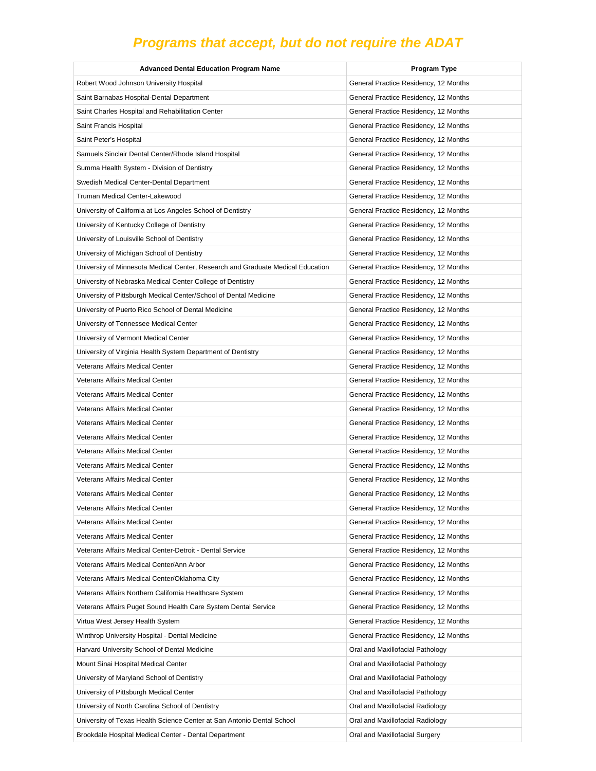## *Programs that accept, but do not require the ADAT*

| Advanced Dental Education Program Name | Program Type |
|---|---|
| Robert Wood Johnson University Hospital | General Practice Residency, 12 Months |
| Saint Barnabas Hospital-Dental Department | General Practice Residency, 12 Months |
| Saint Charles Hospital and Rehabilitation Center | General Practice Residency, 12 Months |
| Saint Francis Hospital | General Practice Residency, 12 Months |
| Saint Peter's Hospital | General Practice Residency, 12 Months |
| Samuels Sinclair Dental Center/Rhode Island Hospital | General Practice Residency, 12 Months |
| Summa Health System - Division of Dentistry | General Practice Residency, 12 Months |
| Swedish Medical Center-Dental Department | General Practice Residency, 12 Months |
| Truman Medical Center-Lakewood | General Practice Residency, 12 Months |
| University of California at Los Angeles School of Dentistry | General Practice Residency, 12 Months |
| University of Kentucky College of Dentistry | General Practice Residency, 12 Months |
| University of Louisville School of Dentistry | General Practice Residency, 12 Months |
| University of Michigan School of Dentistry | General Practice Residency, 12 Months |
| University of Minnesota Medical Center, Research and Graduate Medical Education | General Practice Residency, 12 Months |
| University of Nebraska Medical Center College of Dentistry | General Practice Residency, 12 Months |
| University of Pittsburgh Medical Center/School of Dental Medicine | General Practice Residency, 12 Months |
| University of Puerto Rico School of Dental Medicine | General Practice Residency, 12 Months |
| University of Tennessee Medical Center | General Practice Residency, 12 Months |
| University of Vermont Medical Center | General Practice Residency, 12 Months |
| University of Virginia Health System Department of Dentistry | General Practice Residency, 12 Months |
| Veterans Affairs Medical Center | General Practice Residency, 12 Months |
| Veterans Affairs Medical Center | General Practice Residency, 12 Months |
| Veterans Affairs Medical Center | General Practice Residency, 12 Months |
| Veterans Affairs Medical Center | General Practice Residency, 12 Months |
| Veterans Affairs Medical Center | General Practice Residency, 12 Months |
| Veterans Affairs Medical Center | General Practice Residency, 12 Months |
| Veterans Affairs Medical Center | General Practice Residency, 12 Months |
| Veterans Affairs Medical Center | General Practice Residency, 12 Months |
| Veterans Affairs Medical Center | General Practice Residency, 12 Months |
| Veterans Affairs Medical Center | General Practice Residency, 12 Months |
| Veterans Affairs Medical Center | General Practice Residency, 12 Months |
| Veterans Affairs Medical Center | General Practice Residency, 12 Months |
| Veterans Affairs Medical Center | General Practice Residency, 12 Months |
| Veterans Affairs Medical Center-Detroit - Dental Service | General Practice Residency, 12 Months |
| Veterans Affairs Medical Center/Ann Arbor | General Practice Residency, 12 Months |
| Veterans Affairs Medical Center/Oklahoma City | General Practice Residency, 12 Months |
| Veterans Affairs Northern California Healthcare System | General Practice Residency, 12 Months |
| Veterans Affairs Puget Sound Health Care System Dental Service | General Practice Residency, 12 Months |
| Virtua West Jersey Health System | General Practice Residency, 12 Months |
| Winthrop University Hospital - Dental Medicine | General Practice Residency, 12 Months |
| Harvard University School of Dental Medicine | Oral and Maxillofacial Pathology |
| Mount Sinai Hospital Medical Center | Oral and Maxillofacial Pathology |
| University of Maryland School of Dentistry | Oral and Maxillofacial Pathology |
| University of Pittsburgh Medical Center | Oral and Maxillofacial Pathology |
| University of North Carolina School of Dentistry | Oral and Maxillofacial Radiology |
| University of Texas Health Science Center at San Antonio Dental School | Oral and Maxillofacial Radiology |
| Brookdale Hospital Medical Center - Dental Department | Oral and Maxillofacial Surgery |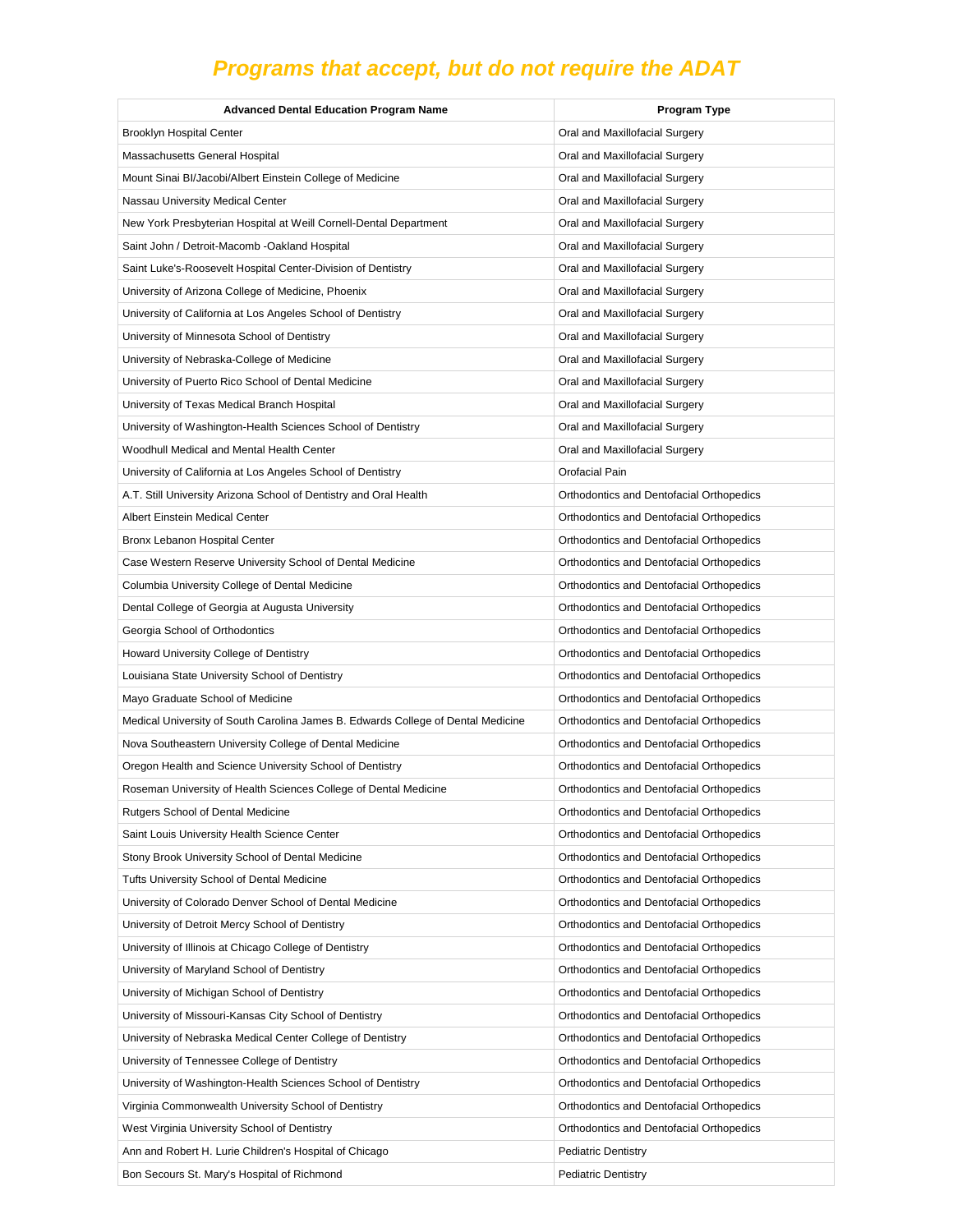## *Programs that accept, but do not require the ADAT*

| Advanced Dental Education Program Name | Program Type |
| --- | --- |
| Brooklyn Hospital Center | Oral and Maxillofacial Surgery |
| Massachusetts General Hospital | Oral and Maxillofacial Surgery |
| Mount Sinai BI/Jacobi/Albert Einstein College of Medicine | Oral and Maxillofacial Surgery |
| Nassau University Medical Center | Oral and Maxillofacial Surgery |
| New York Presbyterian Hospital at Weill Cornell-Dental Department | Oral and Maxillofacial Surgery |
| Saint John / Detroit-Macomb -Oakland Hospital | Oral and Maxillofacial Surgery |
| Saint Luke's-Roosevelt Hospital Center-Division of Dentistry | Oral and Maxillofacial Surgery |
| University of Arizona College of Medicine, Phoenix | Oral and Maxillofacial Surgery |
| University of California at Los Angeles School of Dentistry | Oral and Maxillofacial Surgery |
| University of Minnesota School of Dentistry | Oral and Maxillofacial Surgery |
| University of Nebraska-College of Medicine | Oral and Maxillofacial Surgery |
| University of Puerto Rico School of Dental Medicine | Oral and Maxillofacial Surgery |
| University of Texas Medical Branch Hospital | Oral and Maxillofacial Surgery |
| University of Washington-Health Sciences School of Dentistry | Oral and Maxillofacial Surgery |
| Woodhull Medical and Mental Health Center | Oral and Maxillofacial Surgery |
| University of California at Los Angeles School of Dentistry | Orofacial Pain |
| A.T. Still University Arizona School of Dentistry and Oral Health | Orthodontics and Dentofacial Orthopedics |
| Albert Einstein Medical Center | Orthodontics and Dentofacial Orthopedics |
| Bronx Lebanon Hospital Center | Orthodontics and Dentofacial Orthopedics |
| Case Western Reserve University School of Dental Medicine | Orthodontics and Dentofacial Orthopedics |
| Columbia University College of Dental Medicine | Orthodontics and Dentofacial Orthopedics |
| Dental College of Georgia at Augusta University | Orthodontics and Dentofacial Orthopedics |
| Georgia School of Orthodontics | Orthodontics and Dentofacial Orthopedics |
| Howard University College of Dentistry | Orthodontics and Dentofacial Orthopedics |
| Louisiana State University School of Dentistry | Orthodontics and Dentofacial Orthopedics |
| Mayo Graduate School of Medicine | Orthodontics and Dentofacial Orthopedics |
| Medical University of South Carolina James B. Edwards College of Dental Medicine | Orthodontics and Dentofacial Orthopedics |
| Nova Southeastern University College of Dental Medicine | Orthodontics and Dentofacial Orthopedics |
| Oregon Health and Science University School of Dentistry | Orthodontics and Dentofacial Orthopedics |
| Roseman University of Health Sciences College of Dental Medicine | Orthodontics and Dentofacial Orthopedics |
| Rutgers School of Dental Medicine | Orthodontics and Dentofacial Orthopedics |
| Saint Louis University Health Science Center | Orthodontics and Dentofacial Orthopedics |
| Stony Brook University School of Dental Medicine | Orthodontics and Dentofacial Orthopedics |
| Tufts University School of Dental Medicine | Orthodontics and Dentofacial Orthopedics |
| University of Colorado Denver School of Dental Medicine | Orthodontics and Dentofacial Orthopedics |
| University of Detroit Mercy School of Dentistry | Orthodontics and Dentofacial Orthopedics |
| University of Illinois at Chicago College of Dentistry | Orthodontics and Dentofacial Orthopedics |
| University of Maryland School of Dentistry | Orthodontics and Dentofacial Orthopedics |
| University of Michigan School of Dentistry | Orthodontics and Dentofacial Orthopedics |
| University of Missouri-Kansas City School of Dentistry | Orthodontics and Dentofacial Orthopedics |
| University of Nebraska Medical Center College of Dentistry | Orthodontics and Dentofacial Orthopedics |
| University of Tennessee College of Dentistry | Orthodontics and Dentofacial Orthopedics |
| University of Washington-Health Sciences School of Dentistry | Orthodontics and Dentofacial Orthopedics |
| Virginia Commonwealth University School of Dentistry | Orthodontics and Dentofacial Orthopedics |
| West Virginia University School of Dentistry | Orthodontics and Dentofacial Orthopedics |
| Ann and Robert H. Lurie Children's Hospital of Chicago | Pediatric Dentistry |
| Bon Secours St. Mary's Hospital of Richmond | Pediatric Dentistry |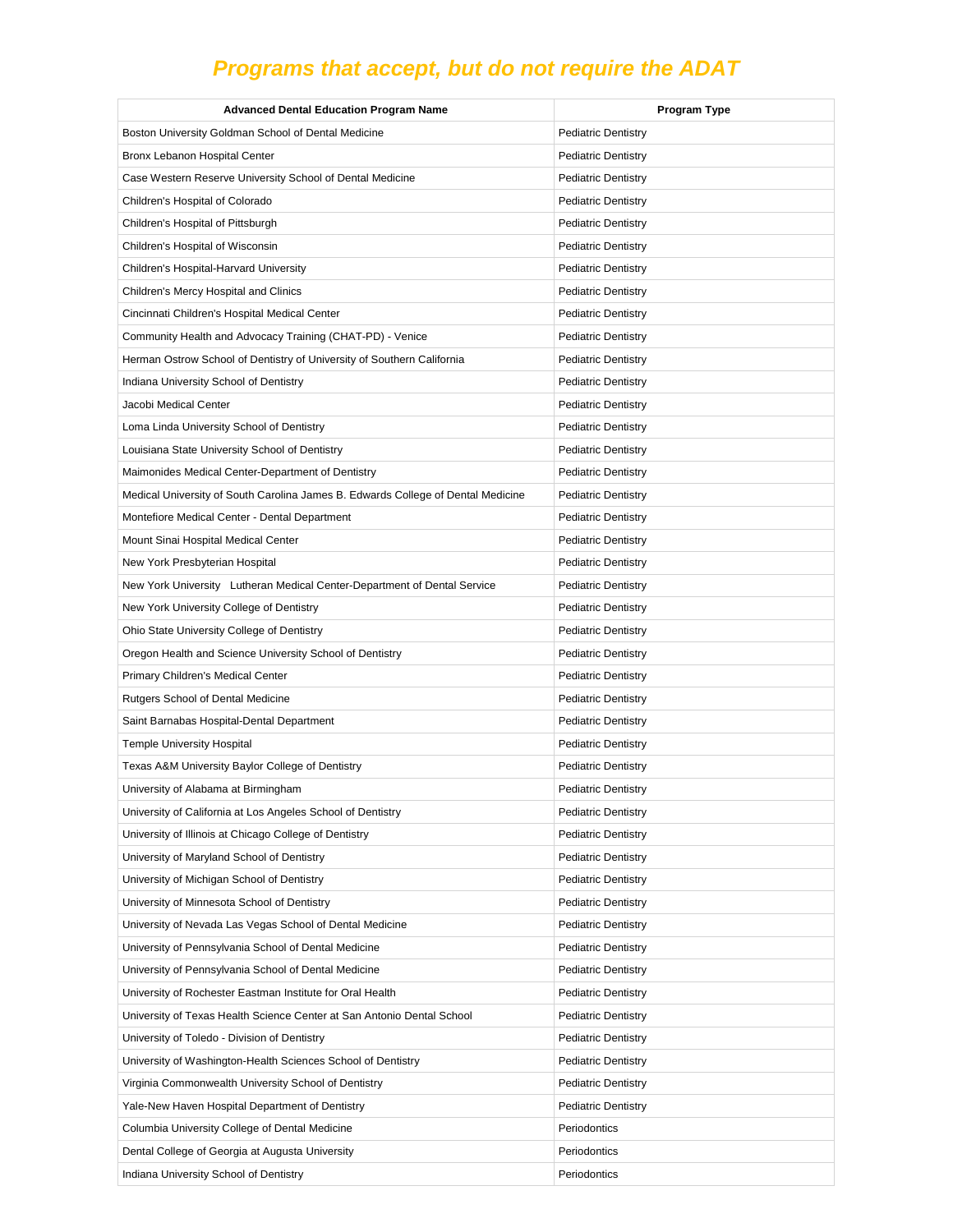# Programs that accept, but do not require the ADAT

| Advanced Dental Education Program Name | Program Type |
|---|---|
| Boston University Goldman School of Dental Medicine | Pediatric Dentistry |
| Bronx Lebanon Hospital Center | Pediatric Dentistry |
| Case Western Reserve University School of Dental Medicine | Pediatric Dentistry |
| Children's Hospital of Colorado | Pediatric Dentistry |
| Children's Hospital of Pittsburgh | Pediatric Dentistry |
| Children's Hospital of Wisconsin | Pediatric Dentistry |
| Children's Hospital-Harvard University | Pediatric Dentistry |
| Children's Mercy Hospital and Clinics | Pediatric Dentistry |
| Cincinnati Children's Hospital Medical Center | Pediatric Dentistry |
| Community Health and Advocacy Training (CHAT-PD) - Venice | Pediatric Dentistry |
| Herman Ostrow School of Dentistry of University of Southern California | Pediatric Dentistry |
| Indiana University School of Dentistry | Pediatric Dentistry |
| Jacobi Medical Center | Pediatric Dentistry |
| Loma Linda University School of Dentistry | Pediatric Dentistry |
| Louisiana State University School of Dentistry | Pediatric Dentistry |
| Maimonides Medical Center-Department of Dentistry | Pediatric Dentistry |
| Medical University of South Carolina James B. Edwards College of Dental Medicine | Pediatric Dentistry |
| Montefiore Medical Center - Dental Department | Pediatric Dentistry |
| Mount Sinai Hospital Medical Center | Pediatric Dentistry |
| New York Presbyterian Hospital | Pediatric Dentistry |
| New York University Lutheran Medical Center-Department of Dental Service | Pediatric Dentistry |
| New York University College of Dentistry | Pediatric Dentistry |
| Ohio State University College of Dentistry | Pediatric Dentistry |
| Oregon Health and Science University School of Dentistry | Pediatric Dentistry |
| Primary Children's Medical Center | Pediatric Dentistry |
| Rutgers School of Dental Medicine | Pediatric Dentistry |
| Saint Barnabas Hospital-Dental Department | Pediatric Dentistry |
| Temple University Hospital | Pediatric Dentistry |
| Texas A&M University Baylor College of Dentistry | Pediatric Dentistry |
| University of Alabama at Birmingham | Pediatric Dentistry |
| University of California at Los Angeles School of Dentistry | Pediatric Dentistry |
| University of Illinois at Chicago College of Dentistry | Pediatric Dentistry |
| University of Maryland School of Dentistry | Pediatric Dentistry |
| University of Michigan School of Dentistry | Pediatric Dentistry |
| University of Minnesota School of Dentistry | Pediatric Dentistry |
| University of Nevada Las Vegas School of Dental Medicine | Pediatric Dentistry |
| University of Pennsylvania School of Dental Medicine | Pediatric Dentistry |
| University of Pennsylvania School of Dental Medicine | Pediatric Dentistry |
| University of Rochester Eastman Institute for Oral Health | Pediatric Dentistry |
| University of Texas Health Science Center at San Antonio Dental School | Pediatric Dentistry |
| University of Toledo - Division of Dentistry | Pediatric Dentistry |
| University of Washington-Health Sciences School of Dentistry | Pediatric Dentistry |
| Virginia Commonwealth University School of Dentistry | Pediatric Dentistry |
| Yale-New Haven Hospital Department of Dentistry | Pediatric Dentistry |
| Columbia University College of Dental Medicine | Periodontics |
| Dental College of Georgia at Augusta University | Periodontics |
| Indiana University School of Dentistry | Periodontics |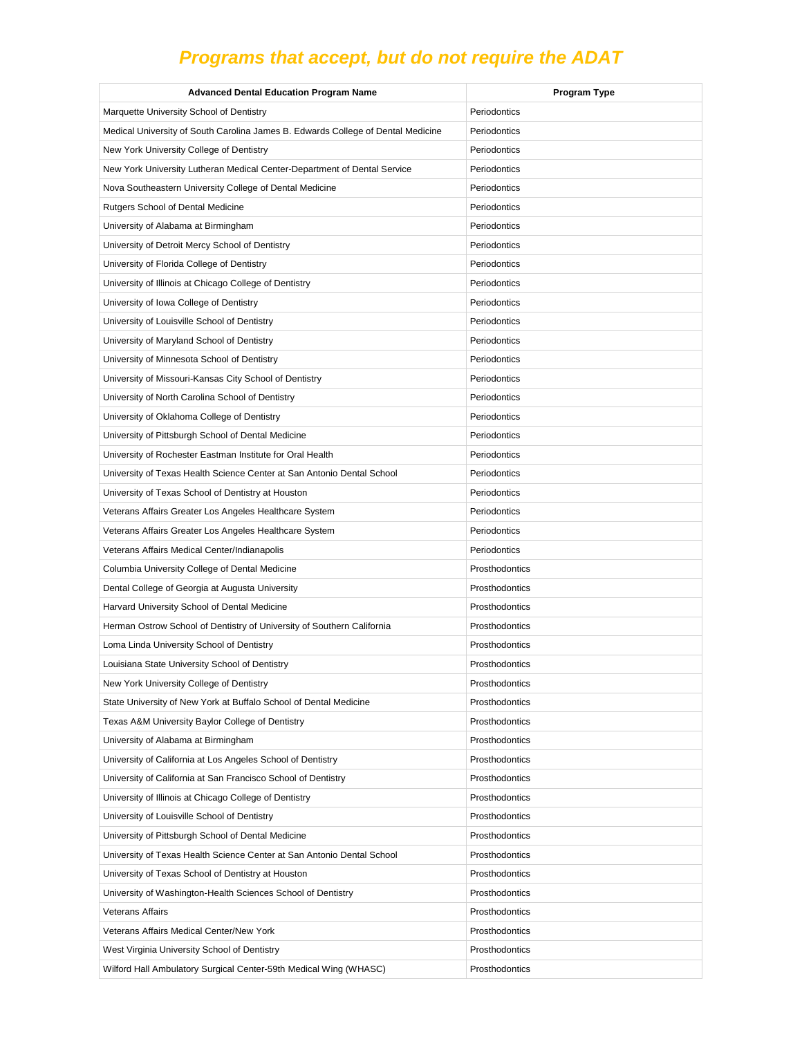## *Programs that accept, but do not require the ADAT*

| Advanced Dental Education Program Name | Program Type |
|---|---|
| Marquette University School of Dentistry | Periodontics |
| Medical University of South Carolina James B. Edwards College of Dental Medicine | Periodontics |
| New York University College of Dentistry | Periodontics |
| New York University Lutheran Medical Center-Department of Dental Service | Periodontics |
| Nova Southeastern University College of Dental Medicine | Periodontics |
| Rutgers School of Dental Medicine | Periodontics |
| University of Alabama at Birmingham | Periodontics |
| University of Detroit Mercy School of Dentistry | Periodontics |
| University of Florida College of Dentistry | Periodontics |
| University of Illinois at Chicago College of Dentistry | Periodontics |
| University of Iowa College of Dentistry | Periodontics |
| University of Louisville School of Dentistry | Periodontics |
| University of Maryland School of Dentistry | Periodontics |
| University of Minnesota School of Dentistry | Periodontics |
| University of Missouri-Kansas City School of Dentistry | Periodontics |
| University of North Carolina School of Dentistry | Periodontics |
| University of Oklahoma College of Dentistry | Periodontics |
| University of Pittsburgh School of Dental Medicine | Periodontics |
| University of Rochester Eastman Institute for Oral Health | Periodontics |
| University of Texas Health Science Center at San Antonio Dental School | Periodontics |
| University of Texas School of Dentistry at Houston | Periodontics |
| Veterans Affairs Greater Los Angeles Healthcare System | Periodontics |
| Veterans Affairs Greater Los Angeles Healthcare System | Periodontics |
| Veterans Affairs Medical Center/Indianapolis | Periodontics |
| Columbia University College of Dental Medicine | Prosthodontics |
| Dental College of Georgia at Augusta University | Prosthodontics |
| Harvard University School of Dental Medicine | Prosthodontics |
| Herman Ostrow School of Dentistry of University of Southern California | Prosthodontics |
| Loma Linda University School of Dentistry | Prosthodontics |
| Louisiana State University School of Dentistry | Prosthodontics |
| New York University College of Dentistry | Prosthodontics |
| State University of New York at Buffalo School of Dental Medicine | Prosthodontics |
| Texas A&M University Baylor College of Dentistry | Prosthodontics |
| University of Alabama at Birmingham | Prosthodontics |
| University of California at Los Angeles School of Dentistry | Prosthodontics |
| University of California at San Francisco School of Dentistry | Prosthodontics |
| University of Illinois at Chicago College of Dentistry | Prosthodontics |
| University of Louisville School of Dentistry | Prosthodontics |
| University of Pittsburgh School of Dental Medicine | Prosthodontics |
| University of Texas Health Science Center at San Antonio Dental School | Prosthodontics |
| University of Texas School of Dentistry at Houston | Prosthodontics |
| University of Washington-Health Sciences School of Dentistry | Prosthodontics |
| Veterans Affairs | Prosthodontics |
| Veterans Affairs Medical Center/New York | Prosthodontics |
| West Virginia University School of Dentistry | Prosthodontics |
| Wilford Hall Ambulatory Surgical Center-59th Medical Wing (WHASC) | Prosthodontics |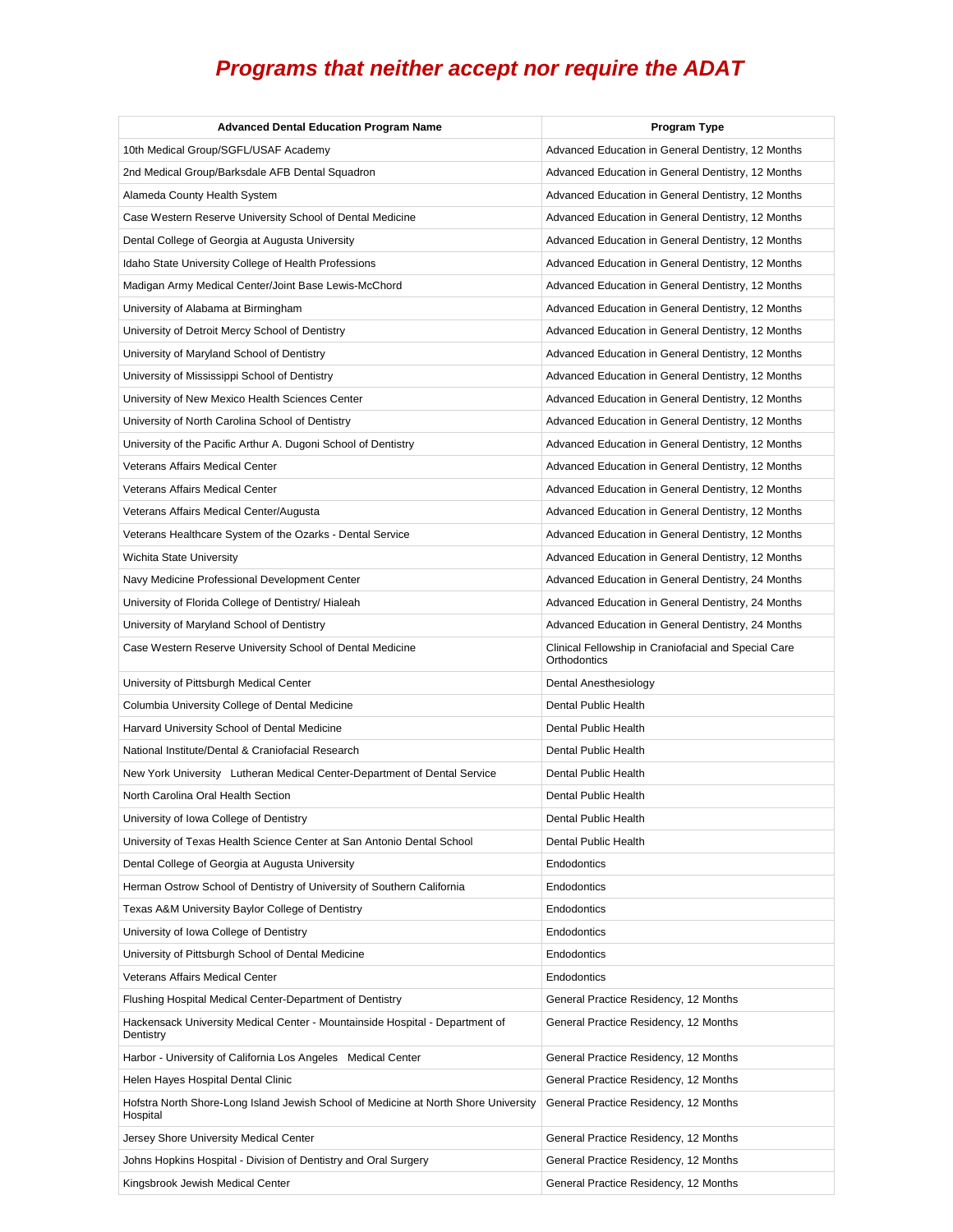# *Programs that neither accept nor require the ADAT*

| Advanced Dental Education Program Name | Program Type |
|---|---|
| 10th Medical Group/SGFL/USAF Academy | Advanced Education in General Dentistry, 12 Months |
| 2nd Medical Group/Barksdale AFB Dental Squadron | Advanced Education in General Dentistry, 12 Months |
| Alameda County Health System | Advanced Education in General Dentistry, 12 Months |
| Case Western Reserve University School of Dental Medicine | Advanced Education in General Dentistry, 12 Months |
| Dental College of Georgia at Augusta University | Advanced Education in General Dentistry, 12 Months |
| Idaho State University College of Health Professions | Advanced Education in General Dentistry, 12 Months |
| Madigan Army Medical Center/Joint Base Lewis-McChord | Advanced Education in General Dentistry, 12 Months |
| University of Alabama at Birmingham | Advanced Education in General Dentistry, 12 Months |
| University of Detroit Mercy School of Dentistry | Advanced Education in General Dentistry, 12 Months |
| University of Maryland School of Dentistry | Advanced Education in General Dentistry, 12 Months |
| University of Mississippi School of Dentistry | Advanced Education in General Dentistry, 12 Months |
| University of New Mexico Health Sciences Center | Advanced Education in General Dentistry, 12 Months |
| University of North Carolina School of Dentistry | Advanced Education in General Dentistry, 12 Months |
| University of the Pacific Arthur A. Dugoni School of Dentistry | Advanced Education in General Dentistry, 12 Months |
| Veterans Affairs Medical Center | Advanced Education in General Dentistry, 12 Months |
| Veterans Affairs Medical Center | Advanced Education in General Dentistry, 12 Months |
| Veterans Affairs Medical Center/Augusta | Advanced Education in General Dentistry, 12 Months |
| Veterans Healthcare System of the Ozarks - Dental Service | Advanced Education in General Dentistry, 12 Months |
| Wichita State University | Advanced Education in General Dentistry, 12 Months |
| Navy Medicine Professional Development Center | Advanced Education in General Dentistry, 24 Months |
| University of Florida College of Dentistry/ Hialeah | Advanced Education in General Dentistry, 24 Months |
| University of Maryland School of Dentistry | Advanced Education in General Dentistry, 24 Months |
| Case Western Reserve University School of Dental Medicine | Clinical Fellowship in Craniofacial and Special Care Orthodontics |
| University of Pittsburgh Medical Center | Dental Anesthesiology |
| Columbia University College of Dental Medicine | Dental Public Health |
| Harvard University School of Dental Medicine | Dental Public Health |
| National Institute/Dental & Craniofacial Research | Dental Public Health |
| New York University Lutheran Medical Center-Department of Dental Service | Dental Public Health |
| North Carolina Oral Health Section | Dental Public Health |
| University of Iowa College of Dentistry | Dental Public Health |
| University of Texas Health Science Center at San Antonio Dental School | Dental Public Health |
| Dental College of Georgia at Augusta University | Endodontics |
| Herman Ostrow School of Dentistry of University of Southern California | Endodontics |
| Texas A&M University Baylor College of Dentistry | Endodontics |
| University of Iowa College of Dentistry | Endodontics |
| University of Pittsburgh School of Dental Medicine | Endodontics |
| Veterans Affairs Medical Center | Endodontics |
| Flushing Hospital Medical Center-Department of Dentistry | General Practice Residency, 12 Months |
| Hackensack University Medical Center - Mountainside Hospital - Department of Dentistry | General Practice Residency, 12 Months |
| Harbor - University of California Los Angeles Medical Center | General Practice Residency, 12 Months |
| Helen Hayes Hospital Dental Clinic | General Practice Residency, 12 Months |
| Hofstra North Shore-Long Island Jewish School of Medicine at North Shore University Hospital | General Practice Residency, 12 Months |
| Jersey Shore University Medical Center | General Practice Residency, 12 Months |
| Johns Hopkins Hospital - Division of Dentistry and Oral Surgery | General Practice Residency, 12 Months |
| Kingsbrook Jewish Medical Center | General Practice Residency, 12 Months |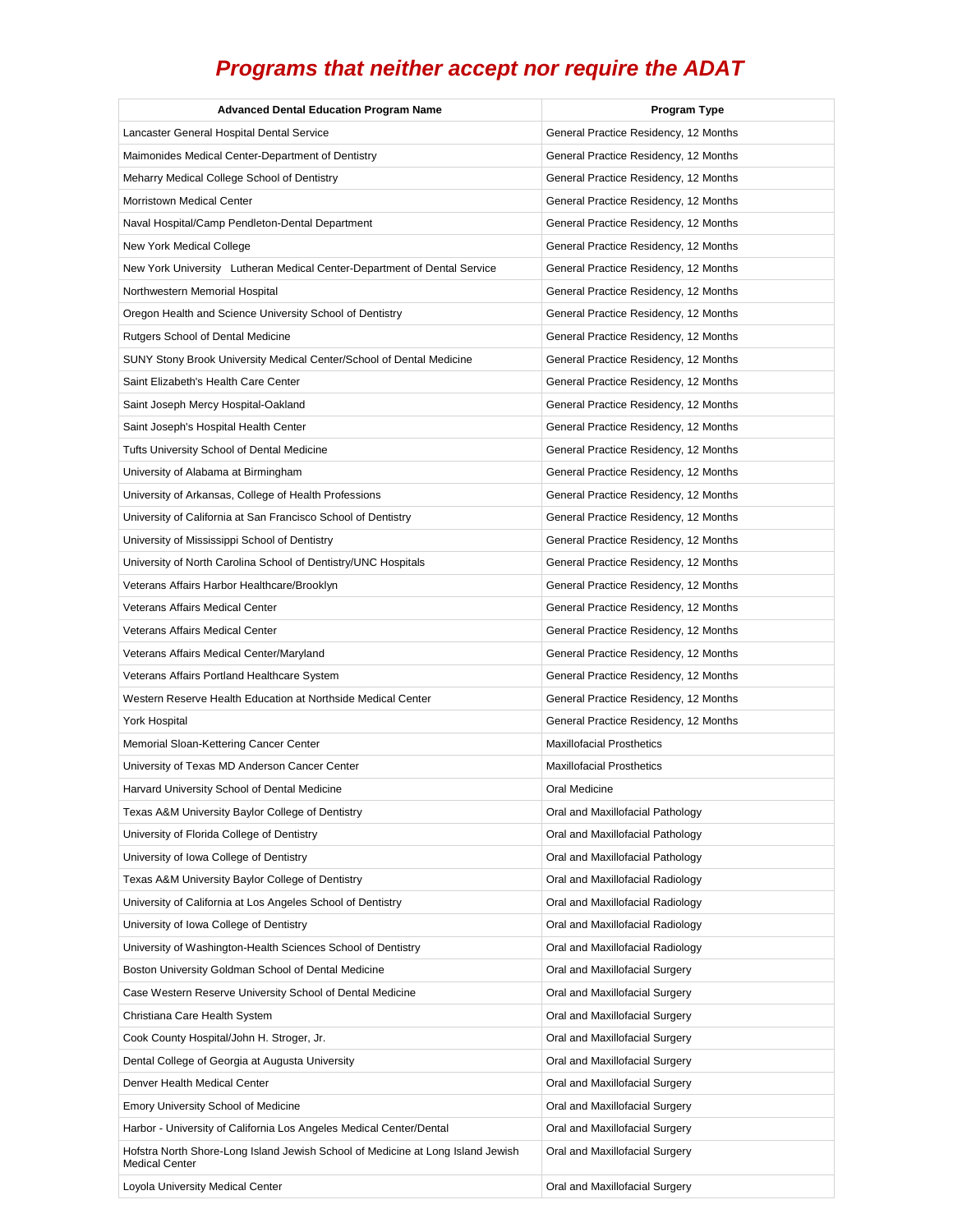## *Programs that neither accept nor require the ADAT*

| Advanced Dental Education Program Name | Program Type |
|---|---|
| Lancaster General Hospital Dental Service | General Practice Residency, 12 Months |
| Maimonides Medical Center-Department of Dentistry | General Practice Residency, 12 Months |
| Meharry Medical College School of Dentistry | General Practice Residency, 12 Months |
| Morristown Medical Center | General Practice Residency, 12 Months |
| Naval Hospital/Camp Pendleton-Dental Department | General Practice Residency, 12 Months |
| New York Medical College | General Practice Residency, 12 Months |
| New York University Lutheran Medical Center-Department of Dental Service | General Practice Residency, 12 Months |
| Northwestern Memorial Hospital | General Practice Residency, 12 Months |
| Oregon Health and Science University School of Dentistry | General Practice Residency, 12 Months |
| Rutgers School of Dental Medicine | General Practice Residency, 12 Months |
| SUNY Stony Brook University Medical Center/School of Dental Medicine | General Practice Residency, 12 Months |
| Saint Elizabeth's Health Care Center | General Practice Residency, 12 Months |
| Saint Joseph Mercy Hospital-Oakland | General Practice Residency, 12 Months |
| Saint Joseph's Hospital Health Center | General Practice Residency, 12 Months |
| Tufts University School of Dental Medicine | General Practice Residency, 12 Months |
| University of Alabama at Birmingham | General Practice Residency, 12 Months |
| University of Arkansas, College of Health Professions | General Practice Residency, 12 Months |
| University of California at San Francisco School of Dentistry | General Practice Residency, 12 Months |
| University of Mississippi School of Dentistry | General Practice Residency, 12 Months |
| University of North Carolina School of Dentistry/UNC Hospitals | General Practice Residency, 12 Months |
| Veterans Affairs Harbor Healthcare/Brooklyn | General Practice Residency, 12 Months |
| Veterans Affairs Medical Center | General Practice Residency, 12 Months |
| Veterans Affairs Medical Center | General Practice Residency, 12 Months |
| Veterans Affairs Medical Center/Maryland | General Practice Residency, 12 Months |
| Veterans Affairs Portland Healthcare System | General Practice Residency, 12 Months |
| Western Reserve Health Education at Northside Medical Center | General Practice Residency, 12 Months |
| York Hospital | General Practice Residency, 12 Months |
| Memorial Sloan-Kettering Cancer Center | Maxillofacial Prosthetics |
| University of Texas MD Anderson Cancer Center | Maxillofacial Prosthetics |
| Harvard University School of Dental Medicine | Oral Medicine |
| Texas A&M University Baylor College of Dentistry | Oral and Maxillofacial Pathology |
| University of Florida College of Dentistry | Oral and Maxillofacial Pathology |
| University of Iowa College of Dentistry | Oral and Maxillofacial Pathology |
| Texas A&M University Baylor College of Dentistry | Oral and Maxillofacial Radiology |
| University of California at Los Angeles School of Dentistry | Oral and Maxillofacial Radiology |
| University of Iowa College of Dentistry | Oral and Maxillofacial Radiology |
| University of Washington-Health Sciences School of Dentistry | Oral and Maxillofacial Radiology |
| Boston University Goldman School of Dental Medicine | Oral and Maxillofacial Surgery |
| Case Western Reserve University School of Dental Medicine | Oral and Maxillofacial Surgery |
| Christiana Care Health System | Oral and Maxillofacial Surgery |
| Cook County Hospital/John H. Stroger, Jr. | Oral and Maxillofacial Surgery |
| Dental College of Georgia at Augusta University | Oral and Maxillofacial Surgery |
| Denver Health Medical Center | Oral and Maxillofacial Surgery |
| Emory University School of Medicine | Oral and Maxillofacial Surgery |
| Harbor - University of California Los Angeles Medical Center/Dental | Oral and Maxillofacial Surgery |
| Hofstra North Shore-Long Island Jewish School of Medicine at Long Island Jewish Medical Center | Oral and Maxillofacial Surgery |
| Loyola University Medical Center | Oral and Maxillofacial Surgery |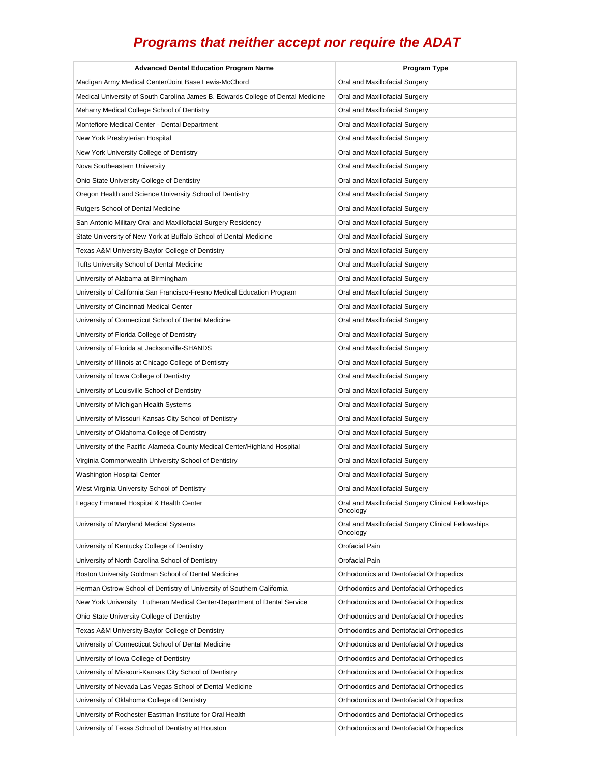## Programs that neither accept nor require the ADAT

| Advanced Dental Education Program Name | Program Type |
|---|---|
| Madigan Army Medical Center/Joint Base Lewis-McChord | Oral and Maxillofacial Surgery |
| Medical University of South Carolina James B. Edwards College of Dental Medicine | Oral and Maxillofacial Surgery |
| Meharry Medical College School of Dentistry | Oral and Maxillofacial Surgery |
| Montefiore Medical Center - Dental Department | Oral and Maxillofacial Surgery |
| New York Presbyterian Hospital | Oral and Maxillofacial Surgery |
| New York University College of Dentistry | Oral and Maxillofacial Surgery |
| Nova Southeastern University | Oral and Maxillofacial Surgery |
| Ohio State University College of Dentistry | Oral and Maxillofacial Surgery |
| Oregon Health and Science University School of Dentistry | Oral and Maxillofacial Surgery |
| Rutgers School of Dental Medicine | Oral and Maxillofacial Surgery |
| San Antonio Military Oral and Maxillofacial Surgery Residency | Oral and Maxillofacial Surgery |
| State University of New York at Buffalo School of Dental Medicine | Oral and Maxillofacial Surgery |
| Texas A&M University Baylor College of Dentistry | Oral and Maxillofacial Surgery |
| Tufts University School of Dental Medicine | Oral and Maxillofacial Surgery |
| University of Alabama at Birmingham | Oral and Maxillofacial Surgery |
| University of California San Francisco-Fresno Medical Education Program | Oral and Maxillofacial Surgery |
| University of Cincinnati Medical Center | Oral and Maxillofacial Surgery |
| University of Connecticut School of Dental Medicine | Oral and Maxillofacial Surgery |
| University of Florida College of Dentistry | Oral and Maxillofacial Surgery |
| University of Florida at Jacksonville-SHANDS | Oral and Maxillofacial Surgery |
| University of Illinois at Chicago College of Dentistry | Oral and Maxillofacial Surgery |
| University of Iowa College of Dentistry | Oral and Maxillofacial Surgery |
| University of Louisville School of Dentistry | Oral and Maxillofacial Surgery |
| University of Michigan Health Systems | Oral and Maxillofacial Surgery |
| University of Missouri-Kansas City School of Dentistry | Oral and Maxillofacial Surgery |
| University of Oklahoma College of Dentistry | Oral and Maxillofacial Surgery |
| University of the Pacific Alameda County Medical Center/Highland Hospital | Oral and Maxillofacial Surgery |
| Virginia Commonwealth University School of Dentistry | Oral and Maxillofacial Surgery |
| Washington Hospital Center | Oral and Maxillofacial Surgery |
| West Virginia University School of Dentistry | Oral and Maxillofacial Surgery |
| Legacy Emanuel Hospital & Health Center | Oral and Maxillofacial Surgery Clinical Fellowships Oncology |
| University of Maryland Medical Systems | Oral and Maxillofacial Surgery Clinical Fellowships Oncology |
| University of Kentucky College of Dentistry | Orofacial Pain |
| University of North Carolina School of Dentistry | Orofacial Pain |
| Boston University Goldman School of Dental Medicine | Orthodontics and Dentofacial Orthopedics |
| Herman Ostrow School of Dentistry of University of Southern California | Orthodontics and Dentofacial Orthopedics |
| New York University Lutheran Medical Center-Department of Dental Service | Orthodontics and Dentofacial Orthopedics |
| Ohio State University College of Dentistry | Orthodontics and Dentofacial Orthopedics |
| Texas A&M University Baylor College of Dentistry | Orthodontics and Dentofacial Orthopedics |
| University of Connecticut School of Dental Medicine | Orthodontics and Dentofacial Orthopedics |
| University of Iowa College of Dentistry | Orthodontics and Dentofacial Orthopedics |
| University of Missouri-Kansas City School of Dentistry | Orthodontics and Dentofacial Orthopedics |
| University of Nevada Las Vegas School of Dental Medicine | Orthodontics and Dentofacial Orthopedics |
| University of Oklahoma College of Dentistry | Orthodontics and Dentofacial Orthopedics |
| University of Rochester Eastman Institute for Oral Health | Orthodontics and Dentofacial Orthopedics |
| University of Texas School of Dentistry at Houston | Orthodontics and Dentofacial Orthopedics |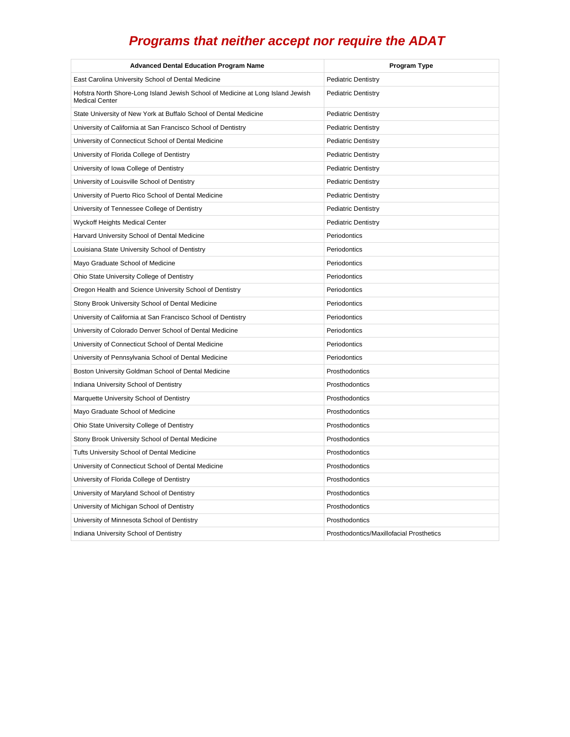# Programs that neither accept nor require the ADAT

| Advanced Dental Education Program Name | Program Type |
|---|---|
| East Carolina University School of Dental Medicine | Pediatric Dentistry |
| Hofstra North Shore-Long Island Jewish School of Medicine at Long Island Jewish Medical Center | Pediatric Dentistry |
| State University of New York at Buffalo School of Dental Medicine | Pediatric Dentistry |
| University of California at San Francisco School of Dentistry | Pediatric Dentistry |
| University of Connecticut School of Dental Medicine | Pediatric Dentistry |
| University of Florida College of Dentistry | Pediatric Dentistry |
| University of Iowa College of Dentistry | Pediatric Dentistry |
| University of Louisville School of Dentistry | Pediatric Dentistry |
| University of Puerto Rico School of Dental Medicine | Pediatric Dentistry |
| University of Tennessee College of Dentistry | Pediatric Dentistry |
| Wyckoff Heights Medical Center | Pediatric Dentistry |
| Harvard University School of Dental Medicine | Periodontics |
| Louisiana State University School of Dentistry | Periodontics |
| Mayo Graduate School of Medicine | Periodontics |
| Ohio State University College of Dentistry | Periodontics |
| Oregon Health and Science University School of Dentistry | Periodontics |
| Stony Brook University School of Dental Medicine | Periodontics |
| University of California at San Francisco School of Dentistry | Periodontics |
| University of Colorado Denver School of Dental Medicine | Periodontics |
| University of Connecticut School of Dental Medicine | Periodontics |
| University of Pennsylvania School of Dental Medicine | Periodontics |
| Boston University Goldman School of Dental Medicine | Prosthodontics |
| Indiana University School of Dentistry | Prosthodontics |
| Marquette University School of Dentistry | Prosthodontics |
| Mayo Graduate School of Medicine | Prosthodontics |
| Ohio State University College of Dentistry | Prosthodontics |
| Stony Brook University School of Dental Medicine | Prosthodontics |
| Tufts University School of Dental Medicine | Prosthodontics |
| University of Connecticut School of Dental Medicine | Prosthodontics |
| University of Florida College of Dentistry | Prosthodontics |
| University of Maryland School of Dentistry | Prosthodontics |
| University of Michigan School of Dentistry | Prosthodontics |
| University of Minnesota School of Dentistry | Prosthodontics |
| Indiana University School of Dentistry | Prosthodontics/Maxillofacial Prosthetics |